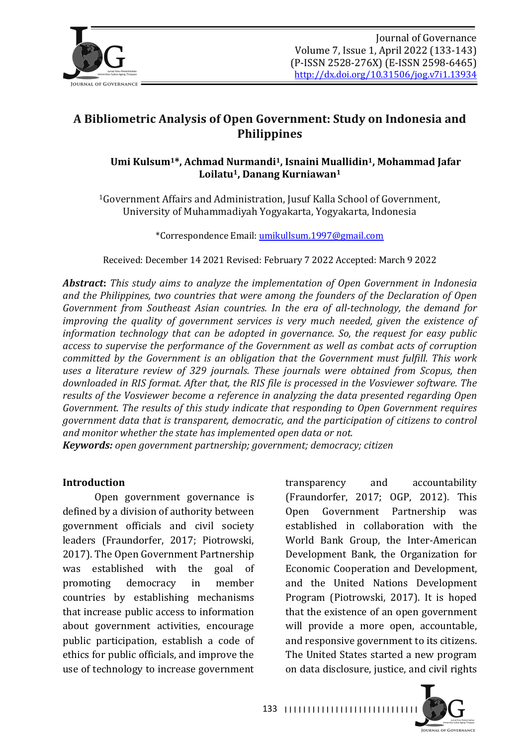# A Bibliometric Analysis of Open Government: Study on Indonesia and Philippines

**Umi Kulsum[1]*, Achmad Nurmandi[1], Isnaini Muallidin[1], Mohammad Jafar Loilatu[1], Danang Kurniawan[1]**

[1]Government Affairs and Administration, Jusuf Kalla School of Government, University of Muhammadiyah Yogyakarta, Yogyakarta, Indonesia

*Correspondence Email: umikullsum.1997@gmail.com

Received: December 14 2021 Revised: February 7 2022 Accepted: March 9 2022

***Abstract*:** *This study aims to analyze the implementation of Open Government in Indonesia and the Philippines, two countries that were among the founders of the Declaration of Open Government from Southeast Asian countries. In the era of all-technology, the demand for improving the quality of government services is very much needed, given the existence of information technology that can be adopted in governance. So, the request for easy public access to supervise the performance of the Government as well as combat acts of corruption committed by the Government is an obligation that the Government must fulfill. This work uses a literature review of 329 journals. These journals were obtained from Scopus, then downloaded in RIS format. After that, the RIS file is processed in the Vosviewer software. The results of the Vosviewer become a reference in analyzing the data presented regarding Open Government. The results of this study indicate that responding to Open Government requires government data that is transparent, democratic, and the participation of citizens to control and monitor whether the state has implemented open data or not.*

***Keywords:*** *open government partnership; government; democracy; citizen*

## Introduction

Open government governance is defined by a division of authority between government officials and civil society leaders (Fraundorfer, 2017; Piotrowski, 2017). The Open Government Partnership was established with the goal of promoting democracy in member countries by establishing mechanisms that increase public access to information about government activities, encourage public participation, establish a code of ethics for public officials, and improve the use of technology to increase government transparency and accountability (Fraundorfer, 2017; OGP, 2012). This Open Government Partnership was established in collaboration with the World Bank Group, the Inter-American Development Bank, the Organization for Economic Cooperation and Development, and the United Nations Development Program (Piotrowski, 2017). It is hoped that the existence of an open government will provide a more open, accountable, and responsive government to its citizens. The United States started a new program on data disclosure, justice, and civil rights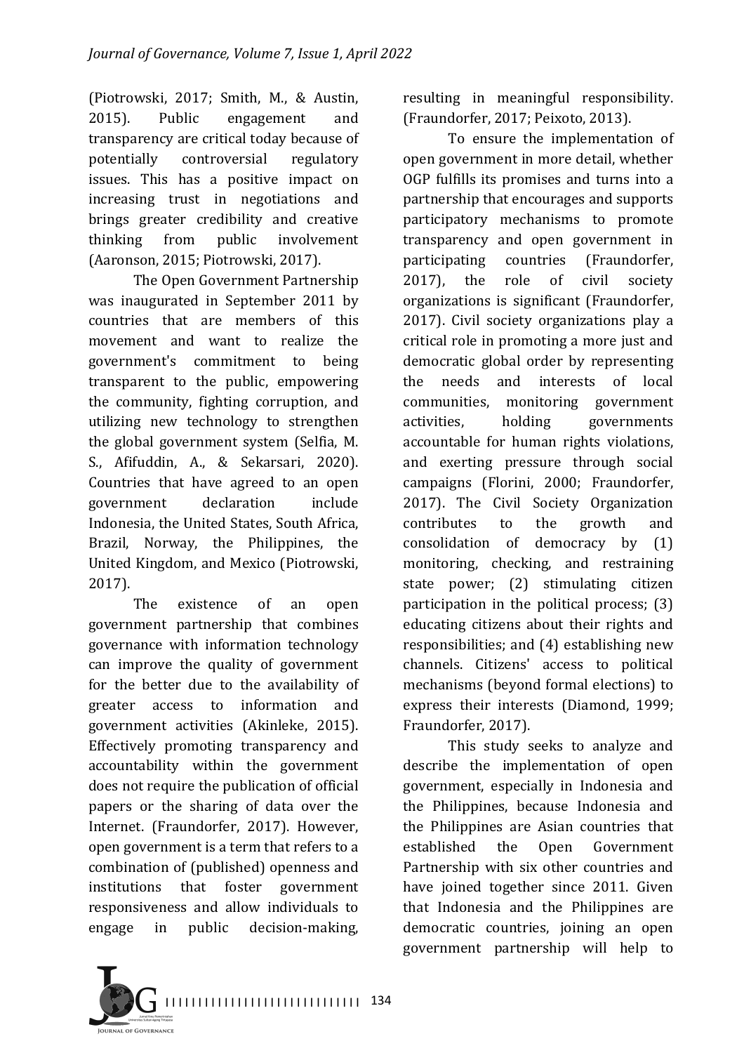(Piotrowski, 2017; Smith, M., & Austin, 2015). Public engagement and transparency are critical today because of potentially controversial regulatory issues. This has a positive impact on increasing trust in negotiations and brings greater credibility and creative thinking from public involvement (Aaronson, 2015; Piotrowski, 2017).

The Open Government Partnership was inaugurated in September 2011 by countries that are members of this movement and want to realize the government's commitment to being transparent to the public, empowering the community, fighting corruption, and utilizing new technology to strengthen the global government system (Selfia, M. S., Afifuddin, A., & Sekarsari, 2020). Countries that have agreed to an open government declaration include Indonesia, the United States, South Africa, Brazil, Norway, the Philippines, the United Kingdom, and Mexico (Piotrowski, 2017).

The existence of an open government partnership that combines governance with information technology can improve the quality of government for the better due to the availability of greater access to information and government activities (Akinleke, 2015). Effectively promoting transparency and accountability within the government does not require the publication of official papers or the sharing of data over the Internet. (Fraundorfer, 2017). However, open government is a term that refers to a combination of (published) openness and institutions that foster government responsiveness and allow individuals to engage in public decision-making, resulting in meaningful responsibility. (Fraundorfer, 2017; Peixoto, 2013).

To ensure the implementation of open government in more detail, whether OGP fulfills its promises and turns into a partnership that encourages and supports participatory mechanisms to promote transparency and open government in participating countries (Fraundorfer, 2017), the role of civil society organizations is significant (Fraundorfer, 2017). Civil society organizations play a critical role in promoting a more just and democratic global order by representing the needs and interests of local communities, monitoring government activities, holding governments accountable for human rights violations, and exerting pressure through social campaigns (Florini, 2000; Fraundorfer, 2017). The Civil Society Organization contributes to the growth and consolidation of democracy by (1) monitoring, checking, and restraining state power; (2) stimulating citizen participation in the political process; (3) educating citizens about their rights and responsibilities; and (4) establishing new channels. Citizens' access to political mechanisms (beyond formal elections) to express their interests (Diamond, 1999; Fraundorfer, 2017).

This study seeks to analyze and describe the implementation of open government, especially in Indonesia and the Philippines, because Indonesia and the Philippines are Asian countries that established the Open Government Partnership with six other countries and have joined together since 2011. Given that Indonesia and the Philippines are democratic countries, joining an open government partnership will help to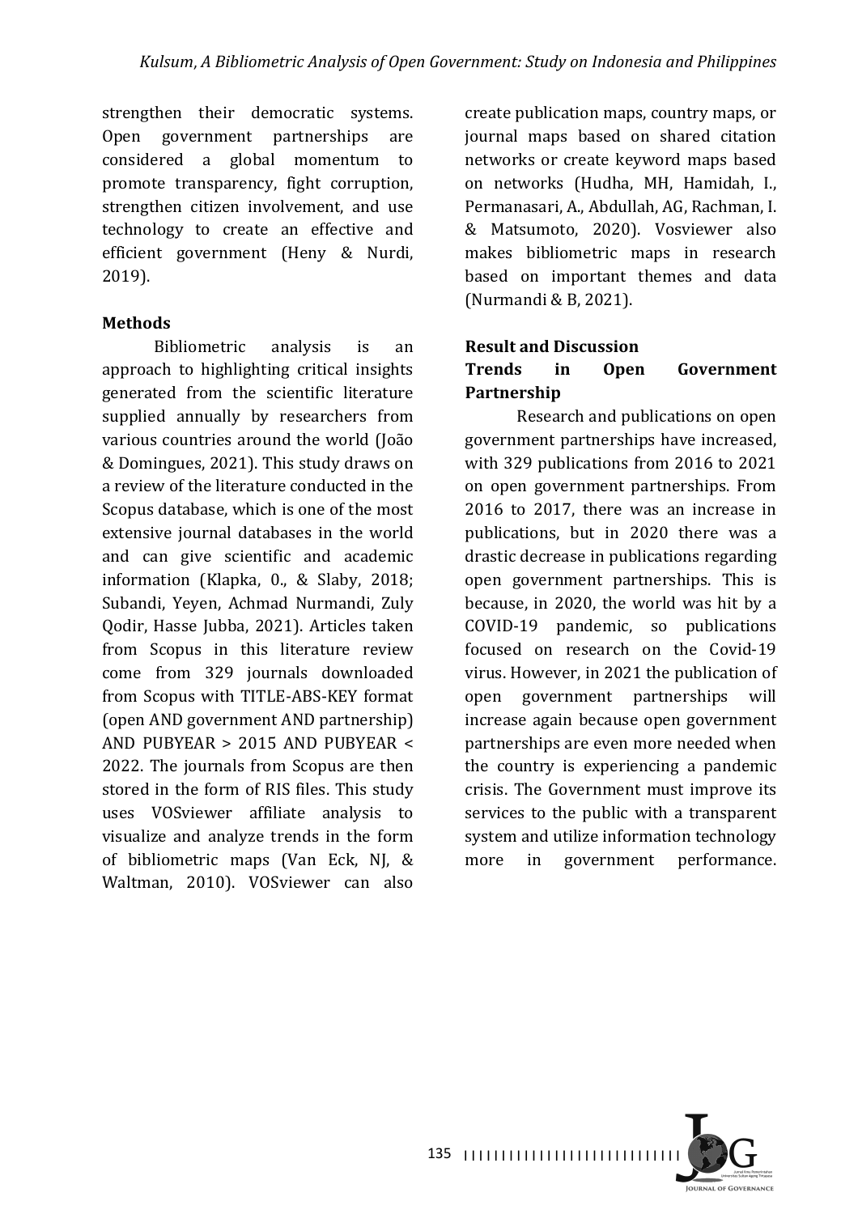strengthen their democratic systems. Open government partnerships are considered a global momentum to promote transparency, fight corruption, strengthen citizen involvement, and use technology to create an effective and efficient government (Heny & Nurdi, 2019).

## Methods

Bibliometric analysis is an approach to highlighting critical insights generated from the scientific literature supplied annually by researchers from various countries around the world (João & Domingues, 2021). This study draws on a review of the literature conducted in the Scopus database, which is one of the most extensive journal databases in the world and can give scientific and academic information (Klapka, 0., & Slaby, 2018; Subandi, Yeyen, Achmad Nurmandi, Zuly Qodir, Hasse Jubba, 2021). Articles taken from Scopus in this literature review come from 329 journals downloaded from Scopus with TITLE-ABS-KEY format (open AND government AND partnership) AND PUBYEAR > 2015 AND PUBYEAR < 2022. The journals from Scopus are then stored in the form of RIS files. This study uses VOSviewer affiliate analysis to visualize and analyze trends in the form of bibliometric maps (Van Eck, NJ, & Waltman, 2010). VOSviewer can also create publication maps, country maps, or journal maps based on shared citation networks or create keyword maps based on networks (Hudha, MH, Hamidah, I., Permanasari, A., Abdullah, AG, Rachman, I. & Matsumoto, 2020). Vosviewer also makes bibliometric maps in research based on important themes and data (Nurmandi & B, 2021).

## Result and Discussion

### Trends in Open Government Partnership

Research and publications on open government partnerships have increased, with 329 publications from 2016 to 2021 on open government partnerships. From 2016 to 2017, there was an increase in publications, but in 2020 there was a drastic decrease in publications regarding open government partnerships. This is because, in 2020, the world was hit by a COVID-19 pandemic, so publications focused on research on the Covid-19 virus. However, in 2021 the publication of open government partnerships will increase again because open government partnerships are even more needed when the country is experiencing a pandemic crisis. The Government must improve its services to the public with a transparent system and utilize information technology more in government performance.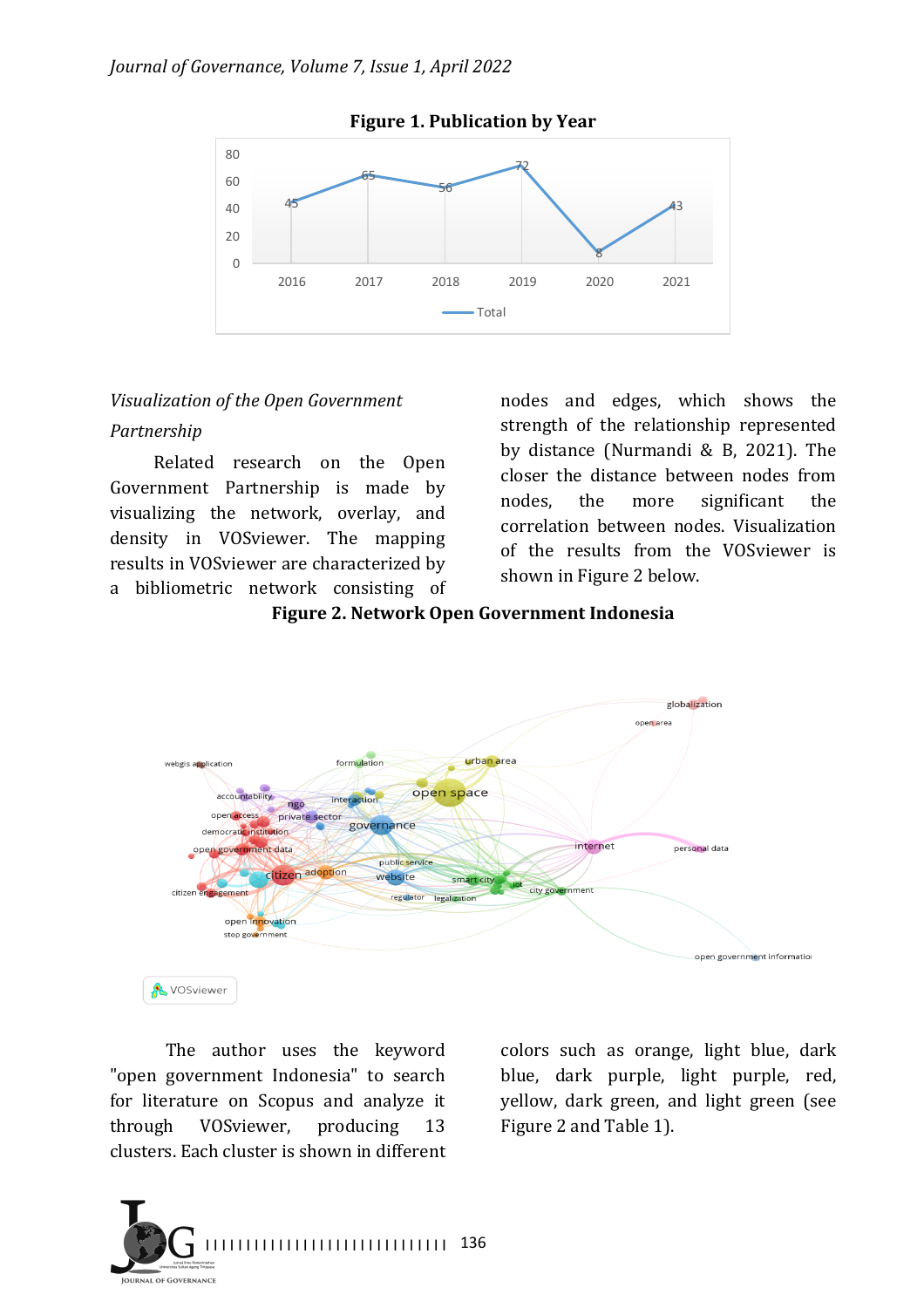**Figure 1. Publication by Year**

*Visualization of the Open Government Partnership*

Related research on the Open Government Partnership is made by visualizing the network, overlay, and density in VOSviewer. The mapping results in VOSviewer are characterized by a bibliometric network consisting of nodes and edges, which shows the strength of the relationship represented by distance (Nurmandi & B, 2021). The closer the distance between nodes from nodes, the more significant the correlation between nodes. Visualization of the results from the VOSviewer is shown in Figure 2 below.

**Figure 2. Network Open Government Indonesia**

The author uses the keyword "open government Indonesia" to search for literature on Scopus and analyze it through VOSviewer, producing 13 clusters. Each cluster is shown in different colors such as orange, light blue, dark blue, dark purple, light purple, red, yellow, dark green, and light green (see Figure 2 and Table 1).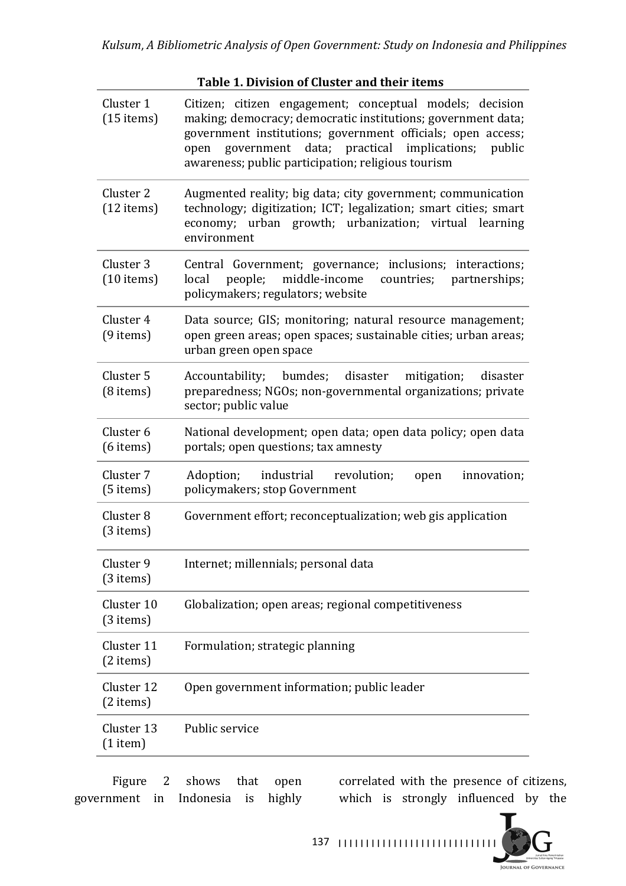**Table 1. Division of Cluster and their items**

| Cluster | Items |
|---|---|
| Cluster 1 (15 items) | Citizen; citizen engagement; conceptual models; decision making; democracy; democratic institutions; government data; government institutions; government officials; open access; open government data; practical implications; public awareness; public participation; religious tourism |
| Cluster 2 (12 items) | Augmented reality; big data; city government; communication technology; digitization; ICT; legalization; smart cities; smart economy; urban growth; urbanization; virtual learning environment |
| Cluster 3 (10 items) | Central Government; governance; inclusions; interactions; local people; middle-income countries; partnerships; policymakers; regulators; website |
| Cluster 4 (9 items) | Data source; GIS; monitoring; natural resource management; open green areas; open spaces; sustainable cities; urban areas; urban green open space |
| Cluster 5 (8 items) | Accountability; bumdes; disaster mitigation; disaster preparedness; NGOs; non-governmental organizations; private sector; public value |
| Cluster 6 (6 items) | National development; open data; open data policy; open data portals; open questions; tax amnesty |
| Cluster 7 (5 items) | Adoption; industrial revolution; open innovation; policymakers; stop Government |
| Cluster 8 (3 items) | Government effort; reconceptualization; web gis application |
| Cluster 9 (3 items) | Internet; millennials; personal data |
| Cluster 10 (3 items) | Globalization; open areas; regional competitiveness |
| Cluster 11 (2 items) | Formulation; strategic planning |
| Cluster 12 (2 items) | Open government information; public leader |
| Cluster 13 (1 item) | Public service |

Figure 2 shows that open government in Indonesia is highly correlated with the presence of citizens, which is strongly influenced by the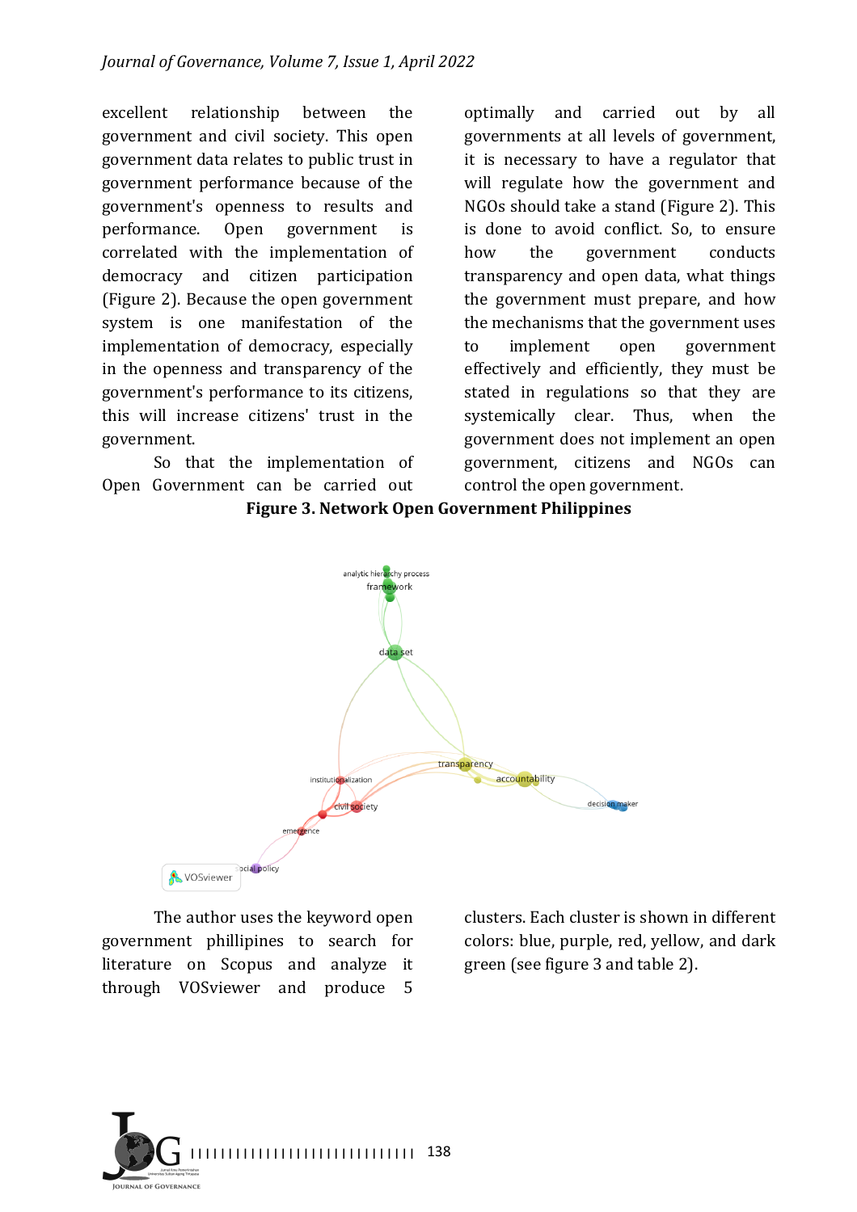excellent relationship between the government and civil society. This open government data relates to public trust in government performance because of the government's openness to results and performance. Open government is correlated with the implementation of democracy and citizen participation (Figure 2). Because the open government system is one manifestation of the implementation of democracy, especially in the openness and transparency of the government's performance to its citizens, this will increase citizens' trust in the government.

So that the implementation of Open Government can be carried out optimally and carried out by all governments at all levels of government, it is necessary to have a regulator that will regulate how the government and NGOs should take a stand (Figure 2). This is done to avoid conflict. So, to ensure how the government conducts transparency and open data, what things the government must prepare, and how the mechanisms that the government uses to implement open government effectively and efficiently, they must be stated in regulations so that they are systemically clear. Thus, when the government does not implement an open government, citizens and NGOs can control the open government.

**Figure 3. Network Open Government Philippines**

The author uses the keyword open government phillipines to search for literature on Scopus and analyze it through VOSviewer and produce 5 clusters. Each cluster is shown in different colors: blue, purple, red, yellow, and dark green (see figure 3 and table 2).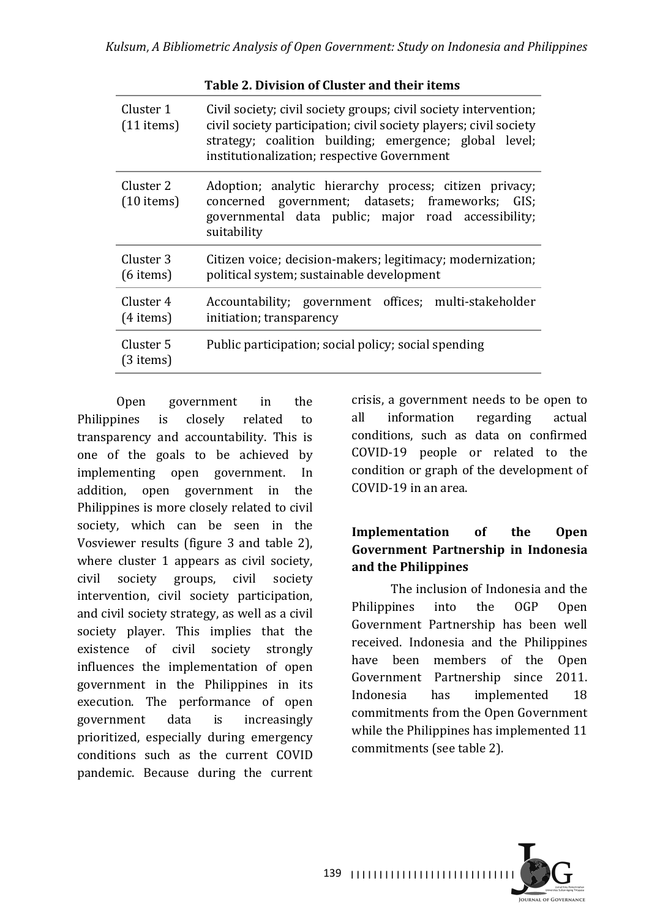**Table 2. Division of Cluster and their items**

| Cluster | Items |
|---|---|
| Cluster 1 (11 items) | Civil society; civil society groups; civil society intervention; civil society participation; civil society players; civil society strategy; coalition building; emergence; global level; institutionalization; respective Government |
| Cluster 2 (10 items) | Adoption; analytic hierarchy process; citizen privacy; concerned government; datasets; frameworks; GIS; governmental data public; major road accessibility; suitability |
| Cluster 3 (6 items) | Citizen voice; decision-makers; legitimacy; modernization; political system; sustainable development |
| Cluster 4 (4 items) | Accountability; government offices; multi-stakeholder initiation; transparency |
| Cluster 5 (3 items) | Public participation; social policy; social spending |

Open government in the Philippines is closely related to transparency and accountability. This is one of the goals to be achieved by implementing open government. In addition, open government in the Philippines is more closely related to civil society, which can be seen in the Vosviewer results (figure 3 and table 2), where cluster 1 appears as civil society, civil society groups, civil society intervention, civil society participation, and civil society strategy, as well as a civil society player. This implies that the existence of civil society strongly influences the implementation of open government in the Philippines in its execution. The performance of open government data is increasingly prioritized, especially during emergency conditions such as the current COVID pandemic. Because during the current crisis, a government needs to be open to all information regarding actual conditions, such as data on confirmed COVID-19 people or related to the condition or graph of the development of COVID-19 in an area.

## Implementation of the Open Government Partnership in Indonesia and the Philippines

The inclusion of Indonesia and the Philippines into the OGP Open Government Partnership has been well received. Indonesia and the Philippines have been members of the Open Government Partnership since 2011. Indonesia has implemented 18 commitments from the Open Government while the Philippines has implemented 11 commitments (see table 2).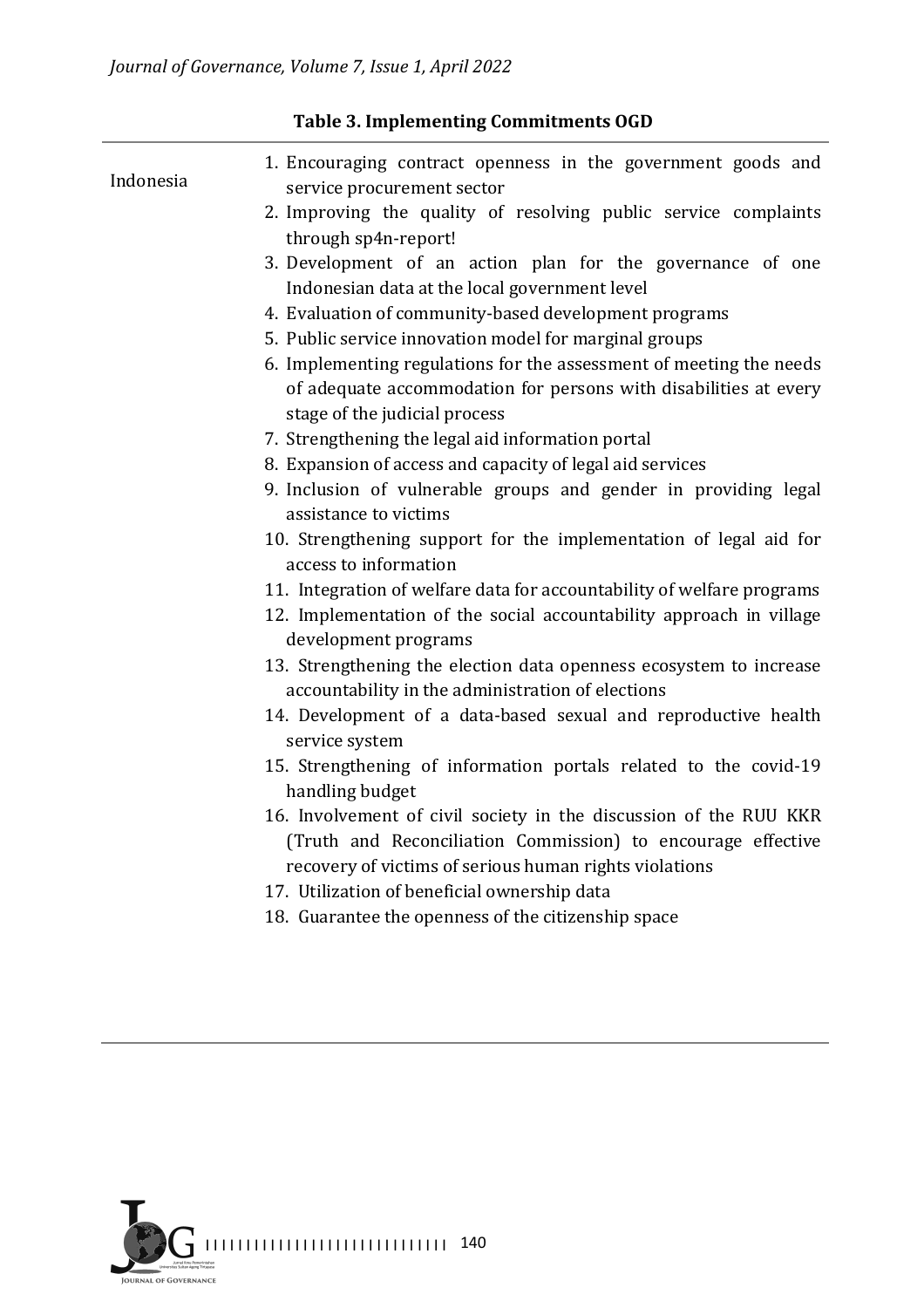**Table 3. Implementing Commitments OGD**

| | |
|---|---|
| Indonesia | 1. Encouraging contract openness in the government goods and service procurement sector<br>2. Improving the quality of resolving public service complaints through sp4n-report!<br>3. Development of an action plan for the governance of one Indonesian data at the local government level<br>4. Evaluation of community-based development programs<br>5. Public service innovation model for marginal groups<br>6. Implementing regulations for the assessment of meeting the needs of adequate accommodation for persons with disabilities at every stage of the judicial process<br>7. Strengthening the legal aid information portal<br>8. Expansion of access and capacity of legal aid services<br>9. Inclusion of vulnerable groups and gender in providing legal assistance to victims<br>10. Strengthening support for the implementation of legal aid for access to information<br>11. Integration of welfare data for accountability of welfare programs<br>12. Implementation of the social accountability approach in village development programs<br>13. Strengthening the election data openness ecosystem to increase accountability in the administration of elections<br>14. Development of a data-based sexual and reproductive health service system<br>15. Strengthening of information portals related to the covid-19 handling budget<br>16. Involvement of civil society in the discussion of the RUU KKR (Truth and Reconciliation Commission) to encourage effective recovery of victims of serious human rights violations<br>17. Utilization of beneficial ownership data<br>18. Guarantee the openness of the citizenship space |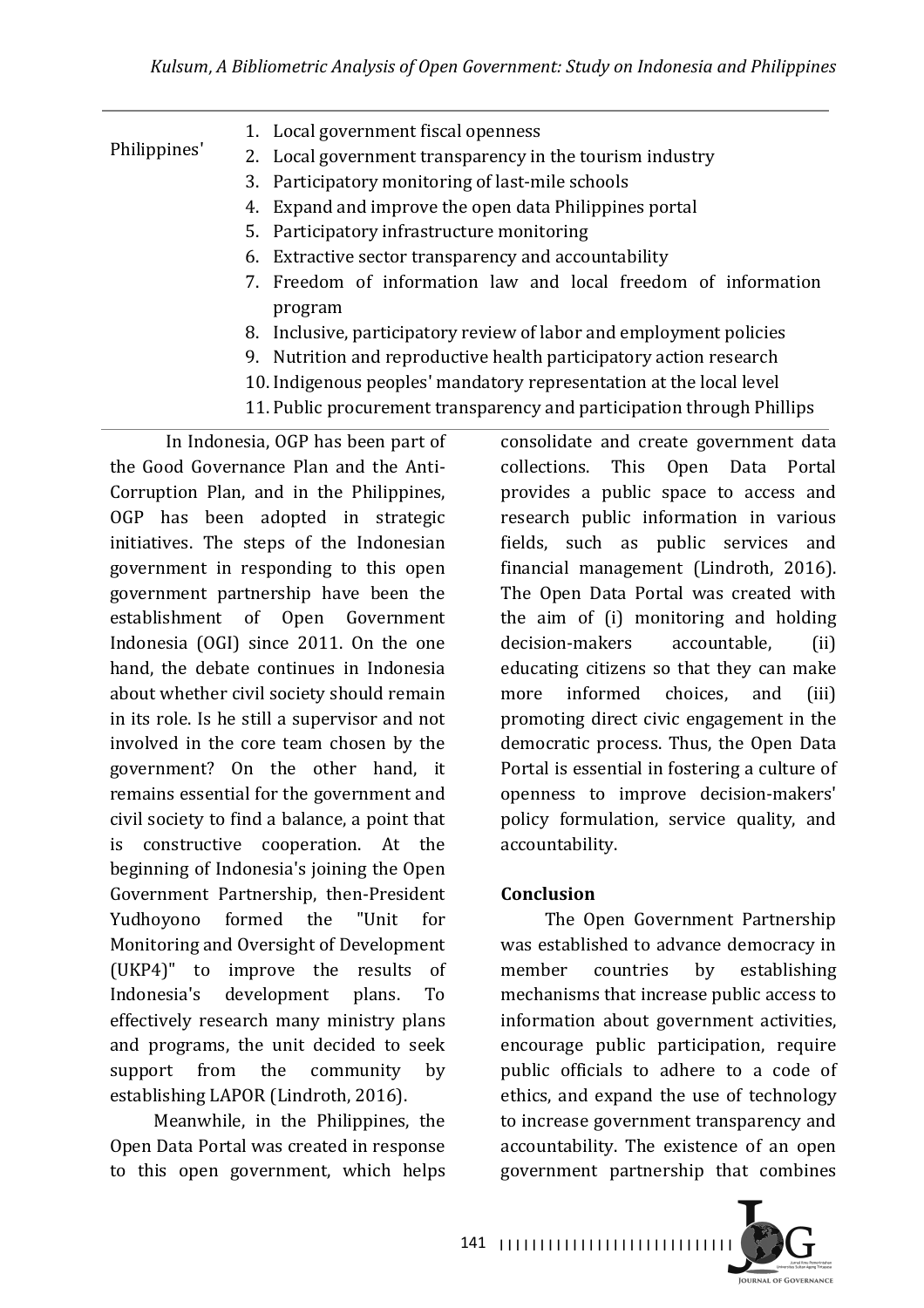| | |
|---|---|
| Philippines' | 1. Local government fiscal openness<br>2. Local government transparency in the tourism industry<br>3. Participatory monitoring of last-mile schools<br>4. Expand and improve the open data Philippines portal<br>5. Participatory infrastructure monitoring<br>6. Extractive sector transparency and accountability<br>7. Freedom of information law and local freedom of information program<br>8. Inclusive, participatory review of labor and employment policies<br>9. Nutrition and reproductive health participatory action research<br>10. Indigenous peoples' mandatory representation at the local level<br>11. Public procurement transparency and participation through Phillips |

In Indonesia, OGP has been part of the Good Governance Plan and the Anti-Corruption Plan, and in the Philippines, OGP has been adopted in strategic initiatives. The steps of the Indonesian government in responding to this open government partnership have been the establishment of Open Government Indonesia (OGI) since 2011. On the one hand, the debate continues in Indonesia about whether civil society should remain in its role. Is he still a supervisor and not involved in the core team chosen by the government? On the other hand, it remains essential for the government and civil society to find a balance, a point that is constructive cooperation. At the beginning of Indonesia's joining the Open Government Partnership, then-President Yudhoyono formed the "Unit for Monitoring and Oversight of Development (UKP4)" to improve the results of Indonesia's development plans. To effectively research many ministry plans and programs, the unit decided to seek support from the community by establishing LAPOR (Lindroth, 2016).

Meanwhile, in the Philippines, the Open Data Portal was created in response to this open government, which helps consolidate and create government data collections. This Open Data Portal provides a public space to access and research public information in various fields, such as public services and financial management (Lindroth, 2016). The Open Data Portal was created with the aim of (i) monitoring and holding decision-makers accountable, (ii) educating citizens so that they can make more informed choices, and (iii) promoting direct civic engagement in the democratic process. Thus, the Open Data Portal is essential in fostering a culture of openness to improve decision-makers' policy formulation, service quality, and accountability.

## Conclusion

The Open Government Partnership was established to advance democracy in member countries by establishing mechanisms that increase public access to information about government activities, encourage public participation, require public officials to adhere to a code of ethics, and expand the use of technology to increase government transparency and accountability. The existence of an open government partnership that combines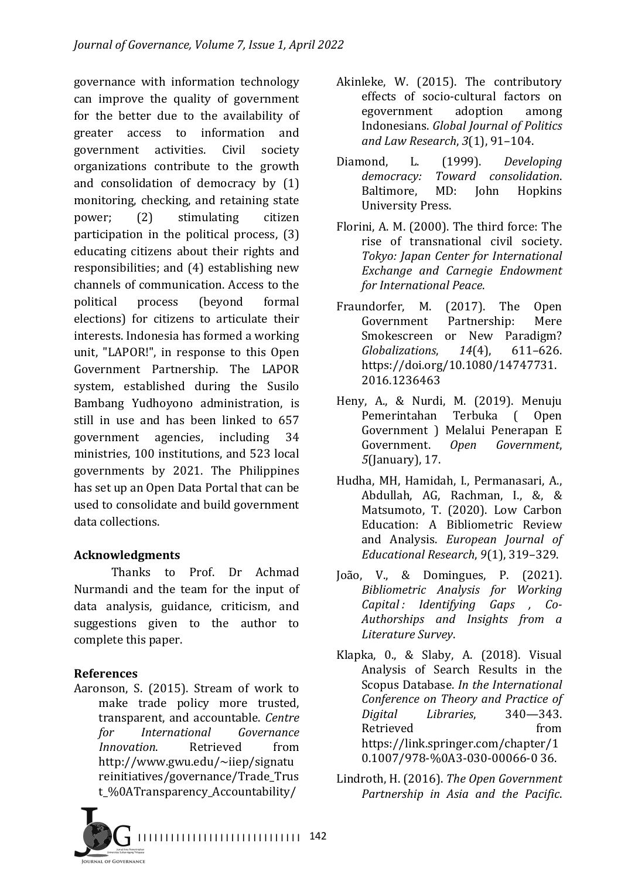governance with information technology can improve the quality of government for the better due to the availability of greater access to information and government activities. Civil society organizations contribute to the growth and consolidation of democracy by (1) monitoring, checking, and retaining state power; (2) stimulating citizen participation in the political process, (3) educating citizens about their rights and responsibilities; and (4) establishing new channels of communication. Access to the political process (beyond formal elections) for citizens to articulate their interests. Indonesia has formed a working unit, "LAPOR!", in response to this Open Government Partnership. The LAPOR system, established during the Susilo Bambang Yudhoyono administration, is still in use and has been linked to 657 government agencies, including 34 ministries, 100 institutions, and 523 local governments by 2021. The Philippines has set up an Open Data Portal that can be used to consolidate and build government data collections.

### Acknowledgments

Thanks to Prof. Dr Achmad Nurmandi and the team for the input of data analysis, guidance, criticism, and suggestions given to the author to complete this paper.

### References

Aaronson, S. (2015). Stream of work to make trade policy more trusted, transparent, and accountable. *Centre for International Governance Innovation*. Retrieved from http://www.gwu.edu/~iiep/signatureinitiatives/governance/Trade_Trust_%0ATransparency_Accountability/

Akinleke, W. (2015). The contributory effects of socio-cultural factors on egovernment adoption among Indonesians. *Global Journal of Politics and Law Research*, *3*(1), 91–104.

Diamond, L. (1999). *Developing democracy: Toward consolidation*. Baltimore, MD: John Hopkins University Press.

Florini, A. M. (2000). The third force: The rise of transnational civil society. *Tokyo: Japan Center for International Exchange and Carnegie Endowment for International Peace*.

Fraundorfer, M. (2017). The Open Government Partnership: Mere Smokescreen or New Paradigm? *Globalizations*, *14*(4), 611–626. https://doi.org/10.1080/14747731.2016.1236463

Heny, A., & Nurdi, M. (2019). Menuju Pemerintahan Terbuka ( Open Government ) Melalui Penerapan E Government. *Open Government*, *5*(January), 17.

Hudha, MH, Hamidah, I., Permanasari, A., Abdullah, AG, Rachman, I., &, & Matsumoto, T. (2020). Low Carbon Education: A Bibliometric Review and Analysis. *European Journal of Educational Research*, *9*(1), 319–329.

João, V., & Domingues, P. (2021). *Bibliometric Analysis for Working Capital : Identifying Gaps , Co-Authorships and Insights from a Literature Survey*.

Klapka, 0., & Slaby, A. (2018). Visual Analysis of Search Results in the Scopus Database. *In the International Conference on Theory and Practice of Digital Libraries*, 340—343. Retrieved from https://link.springer.com/chapter/10.1007/978-%0A3-030-00066-0 36.

Lindroth, H. (2016). *The Open Government Partnership in Asia and the Pacific*.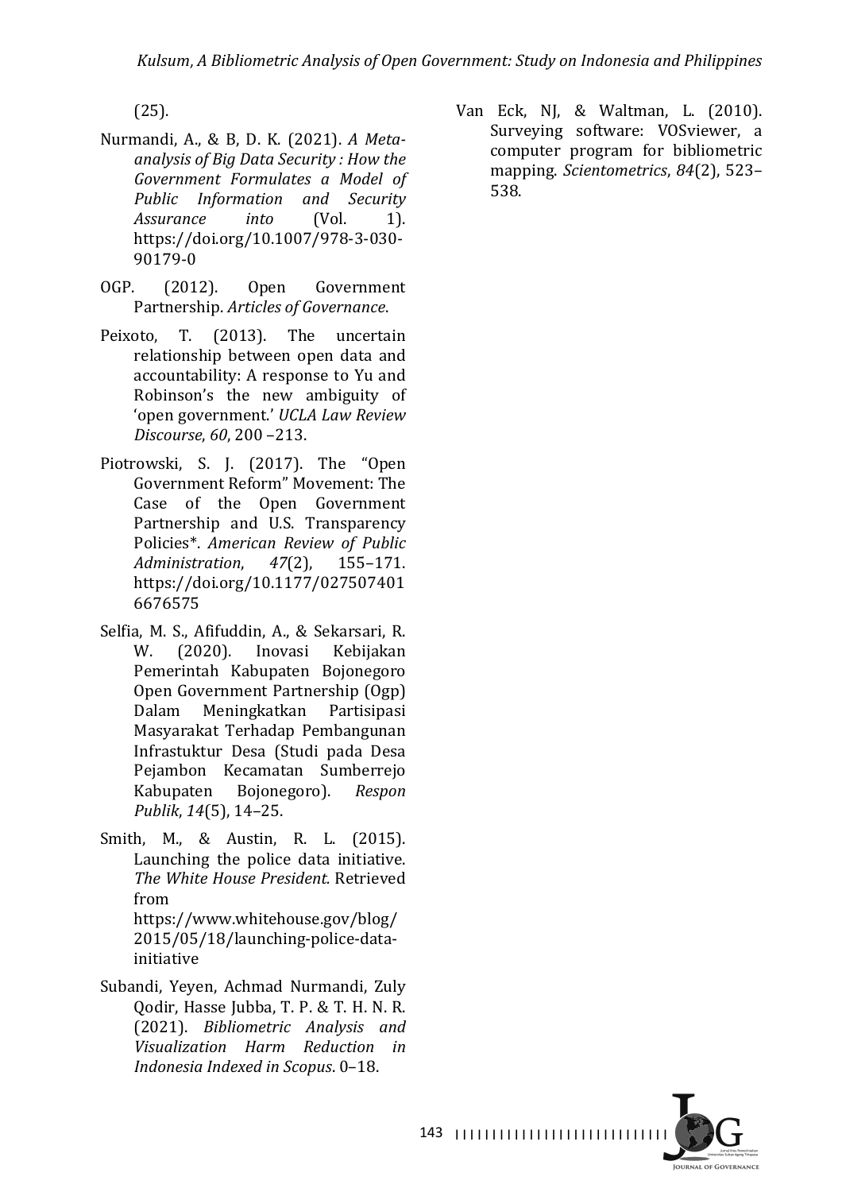(25).

Nurmandi, A., & B, D. K. (2021). *A Meta-analysis of Big Data Security : How the Government Formulates a Model of Public Information and Security Assurance into* (Vol. 1). https://doi.org/10.1007/978-3-030-90179-0

OGP. (2012). Open Government Partnership. *Articles of Governance*.

Peixoto, T. (2013). The uncertain relationship between open data and accountability: A response to Yu and Robinson's the new ambiguity of 'open government.' *UCLA Law Review Discourse*, *60*, 200 –213.

Piotrowski, S. J. (2017). The "Open Government Reform" Movement: The Case of the Open Government Partnership and U.S. Transparency Policies*. *American Review of Public Administration*, *47*(2), 155–171. https://doi.org/10.1177/0275074016676575

Selfia, M. S., Afifuddin, A., & Sekarsari, R. W. (2020). Inovasi Kebijakan Pemerintah Kabupaten Bojonegoro Open Government Partnership (Ogp) Dalam Meningkatkan Partisipasi Masyarakat Terhadap Pembangunan Infrastuktur Desa (Studi pada Desa Pejambon Kecamatan Sumberrejo Kabupaten Bojonegoro). *Respon Publik*, *14*(5), 14–25.

Smith, M., & Austin, R. L. (2015). Launching the police data initiative. *The White House President.* Retrieved from https://www.whitehouse.gov/blog/2015/05/18/launching-police-data-initiative

Subandi, Yeyen, Achmad Nurmandi, Zuly Qodir, Hasse Jubba, T. P. & T. H. N. R. (2021). *Bibliometric Analysis and Visualization Harm Reduction in Indonesia Indexed in Scopus*. 0–18.

Van Eck, NJ, & Waltman, L. (2010). Surveying software: VOSviewer, a computer program for bibliometric mapping. *Scientometrics*, *84*(2), 523–538.